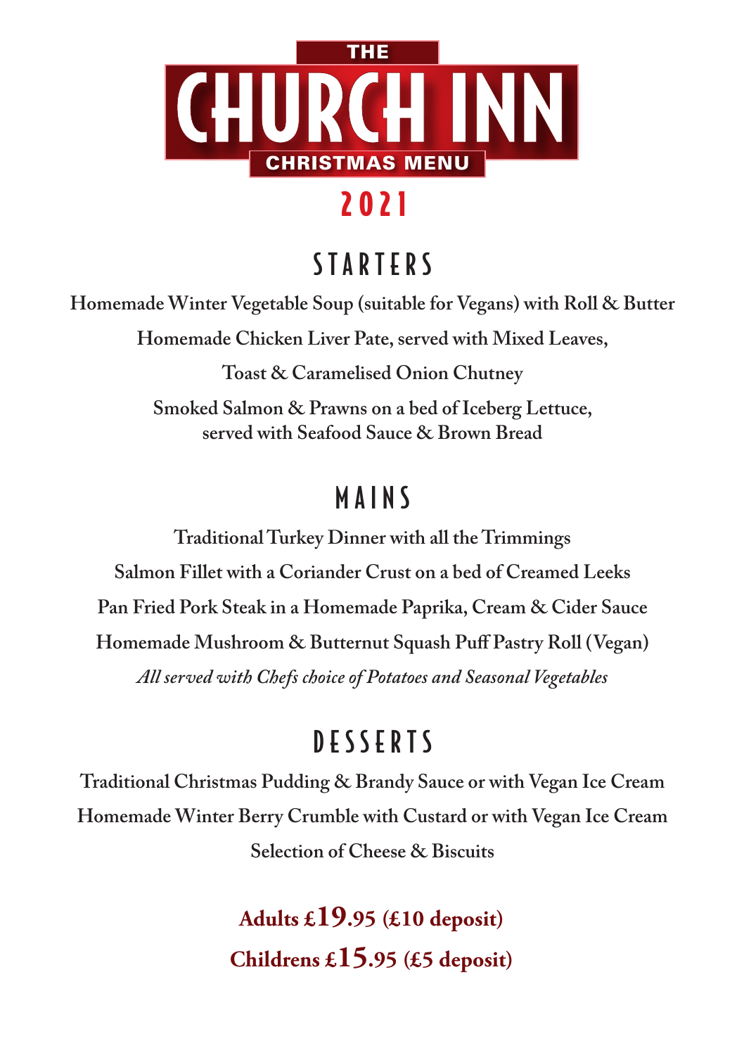# THE CHURCH INN

## CHRISTMAS MENU

## 2021

## STARTERS

**Homemade Winter Vegetable Soup (suitable for Vegans) with Roll & Butter**

**Homemade Chicken Liver Pate, served with Mixed Leaves,**

**Toast & Caramelised Onion Chutney**

**Smoked Salmon & Prawns on a bed of Iceberg Lettuce, served with Seafood Sauce & Brown Bread**

## MAINS

**Traditional Turkey Dinner with all the Trimmings**

**Salmon Fillet with a Coriander Crust on a bed of Creamed Leeks**

**Pan Fried Pork Steak in a Homemade Paprika, Cream & Cider Sauce**

**Homemade Mushroom & Butternut Squash Puff Pastry Roll (Vegan)**

*All served with Chefs choice of Potatoes and Seasonal Vegetables*

## DESSERTS

**Traditional Christmas Pudding & Brandy Sauce or with Vegan Ice Cream**

**Homemade Winter Berry Crumble with Custard or with Vegan Ice Cream**

**Selection of Cheese & Biscuits**

**Adults £19.95 (£10 deposit)**

**Childrens £15.95 (£5 deposit)**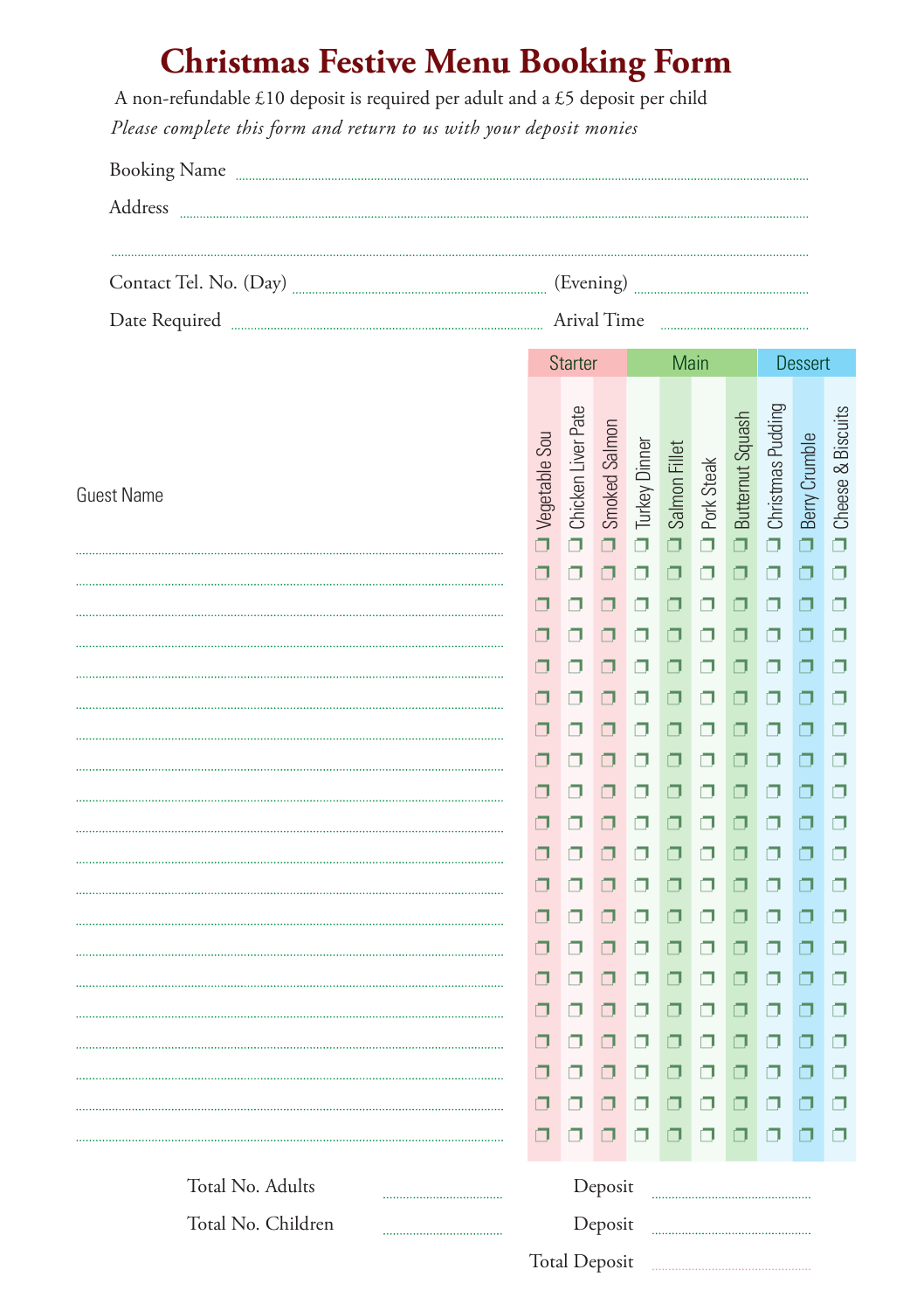# Christmas Festive Menu Booking Form

A non-refundable £10 deposit is required per adult and a £5 deposit per child

*Please complete this form and return to us with your deposit monies*

Booking Name ..............................................................................................

Address ..............................................................................................

..............................................................................................

Contact Tel. No. (Day) .............................................. (Evening) ..............................

Date Required .............................................. Arival Time ..............................

| | Starter | | | Main | | | | Dessert | | |
|---|---|---|---|---|---|---|---|---|---|---|
| Guest Name | Vegetable Sou | Chicken Liver Pate | Smoked Salmon | Turkey Dinner | Salmon Fillet | Pork Steak | Butternut Squash | Christmas Pudding | Berry Crumble | Cheese & Biscuits |
| .............................. | ❒ | ❒ | ❒ | ❒ | ❒ | ❒ | ❒ | ❒ | ❒ | ❒ |
| .............................. | ❒ | ❒ | ❒ | ❒ | ❒ | ❒ | ❒ | ❒ | ❒ | ❒ |
| .............................. | ❒ | ❒ | ❒ | ❒ | ❒ | ❒ | ❒ | ❒ | ❒ | ❒ |
| .............................. | ❒ | ❒ | ❒ | ❒ | ❒ | ❒ | ❒ | ❒ | ❒ | ❒ |
| .............................. | ❒ | ❒ | ❒ | ❒ | ❒ | ❒ | ❒ | ❒ | ❒ | ❒ |
| .............................. | ❒ | ❒ | ❒ | ❒ | ❒ | ❒ | ❒ | ❒ | ❒ | ❒ |
| .............................. | ❒ | ❒ | ❒ | ❒ | ❒ | ❒ | ❒ | ❒ | ❒ | ❒ |
| .............................. | ❒ | ❒ | ❒ | ❒ | ❒ | ❒ | ❒ | ❒ | ❒ | ❒ |
| .............................. | ❒ | ❒ | ❒ | ❒ | ❒ | ❒ | ❒ | ❒ | ❒ | ❒ |
| .............................. | ❒ | ❒ | ❒ | ❒ | ❒ | ❒ | ❒ | ❒ | ❒ | ❒ |
| .............................. | ❒ | ❒ | ❒ | ❒ | ❒ | ❒ | ❒ | ❒ | ❒ | ❒ |
| .............................. | ❒ | ❒ | ❒ | ❒ | ❒ | ❒ | ❒ | ❒ | ❒ | ❒ |
| .............................. | ❒ | ❒ | ❒ | ❒ | ❒ | ❒ | ❒ | ❒ | ❒ | ❒ |
| .............................. | ❒ | ❒ | ❒ | ❒ | ❒ | ❒ | ❒ | ❒ | ❒ | ❒ |
| .............................. | ❒ | ❒ | ❒ | ❒ | ❒ | ❒ | ❒ | ❒ | ❒ | ❒ |
| .............................. | ❒ | ❒ | ❒ | ❒ | ❒ | ❒ | ❒ | ❒ | ❒ | ❒ |
| .............................. | ❒ | ❒ | ❒ | ❒ | ❒ | ❒ | ❒ | ❒ | ❒ | ❒ |
| .............................. | ❒ | ❒ | ❒ | ❒ | ❒ | ❒ | ❒ | ❒ | ❒ | ❒ |
| .............................. | ❒ | ❒ | ❒ | ❒ | ❒ | ❒ | ❒ | ❒ | ❒ | ❒ |
| .............................. | ❒ | ❒ | ❒ | ❒ | ❒ | ❒ | ❒ | ❒ | ❒ | ❒ |

Total No. Adults .................... Deposit ....................

Total No. Children .................... Deposit ....................

Total Deposit ....................